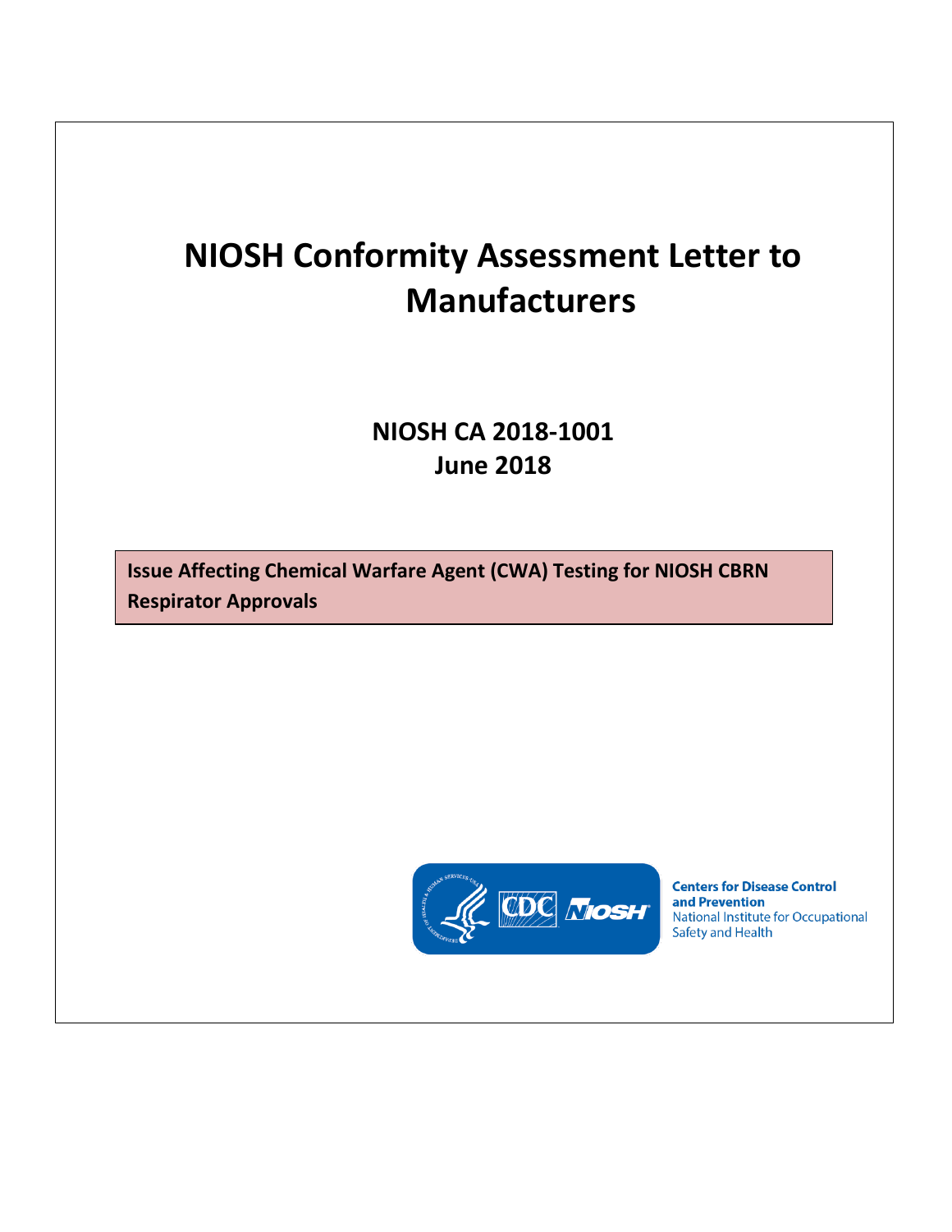# NIOSH Conformity Assessment Letter to Manufacturers

**NIOSH CA 2018-1001**
**June 2018**

**Issue Affecting Chemical Warfare Agent (CWA) Testing for NIOSH CBRN Respirator Approvals**

**Centers for Disease Control and Prevention**
National Institute for Occupational Safety and Health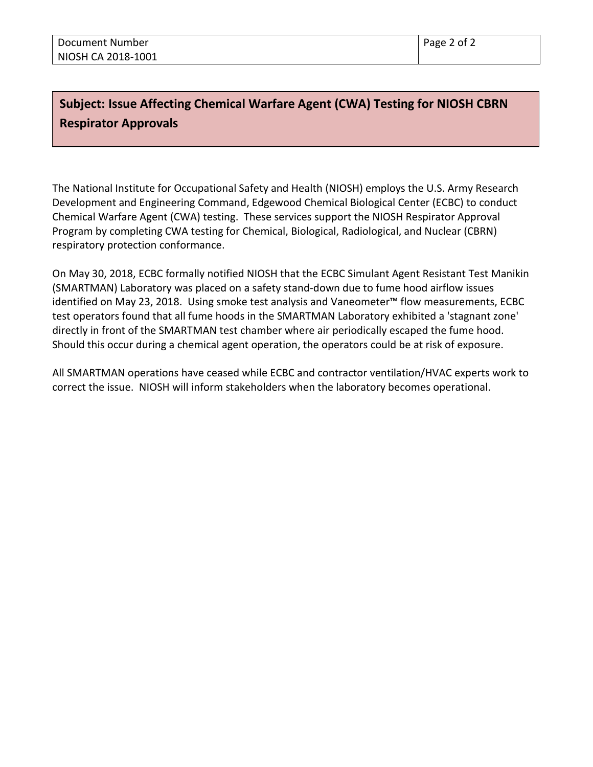| Document Number NIOSH CA 2018-1001 | |
| --- | --- |

**Subject: Issue Affecting Chemical Warfare Agent (CWA) Testing for NIOSH CBRN Respirator Approvals**

The National Institute for Occupational Safety and Health (NIOSH) employs the U.S. Army Research Development and Engineering Command, Edgewood Chemical Biological Center (ECBC) to conduct Chemical Warfare Agent (CWA) testing. These services support the NIOSH Respirator Approval Program by completing CWA testing for Chemical, Biological, Radiological, and Nuclear (CBRN) respiratory protection conformance.

On May 30, 2018, ECBC formally notified NIOSH that the ECBC Simulant Agent Resistant Test Manikin (SMARTMAN) Laboratory was placed on a safety stand-down due to fume hood airflow issues identified on May 23, 2018. Using smoke test analysis and Vaneometer™ flow measurements, ECBC test operators found that all fume hoods in the SMARTMAN Laboratory exhibited a 'stagnant zone' directly in front of the SMARTMAN test chamber where air periodically escaped the fume hood. Should this occur during a chemical agent operation, the operators could be at risk of exposure.

All SMARTMAN operations have ceased while ECBC and contractor ventilation/HVAC experts work to correct the issue. NIOSH will inform stakeholders when the laboratory becomes operational.